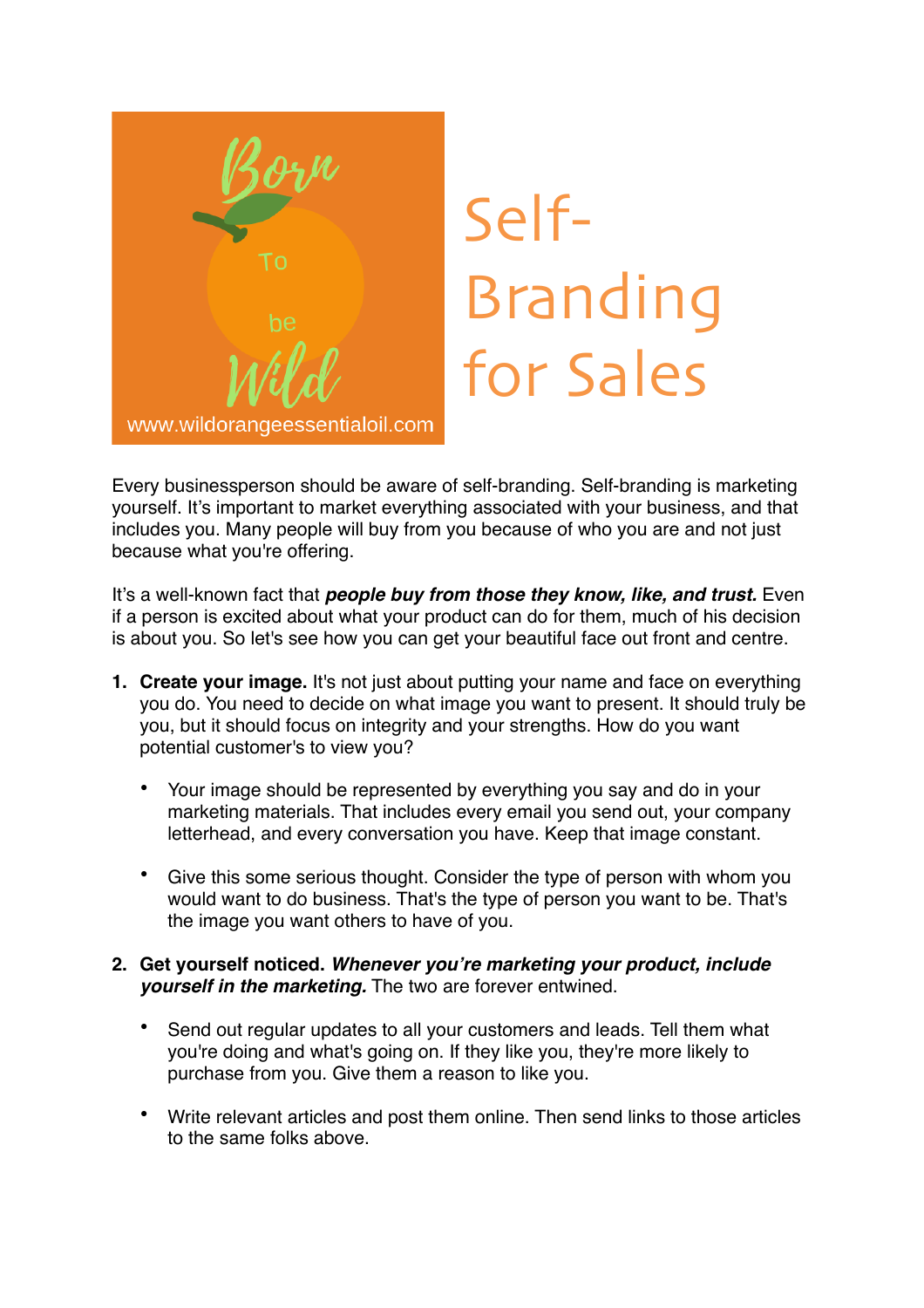Born To be Wild

www.wildorangeessentialoil.com

# Self-Branding for Sales

Every businessperson should be aware of self-branding. Self-branding is marketing yourself. It's important to market everything associated with your business, and that includes you. Many people will buy from you because of who you are and not just because what you're offering.

It's a well-known fact that ***people buy from those they know, like, and trust.*** Even if a person is excited about what your product can do for them, much of his decision is about you. So let's see how you can get your beautiful face out front and centre.

1. **Create your image.** It's not just about putting your name and face on everything you do. You need to decide on what image you want to present. It should truly be you, but it should focus on integrity and your strengths. How do you want potential customer's to view you?

    - Your image should be represented by everything you say and do in your marketing materials. That includes every email you send out, your company letterhead, and every conversation you have. Keep that image constant.

    - Give this some serious thought. Consider the type of person with whom you would want to do business. That's the type of person you want to be. That's the image you want others to have of you.

2. **Get yourself noticed.** ***Whenever you're marketing your product, include yourself in the marketing.*** The two are forever entwined.

    - Send out regular updates to all your customers and leads. Tell them what you're doing and what's going on. If they like you, they're more likely to purchase from you. Give them a reason to like you.

    - Write relevant articles and post them online. Then send links to those articles to the same folks above.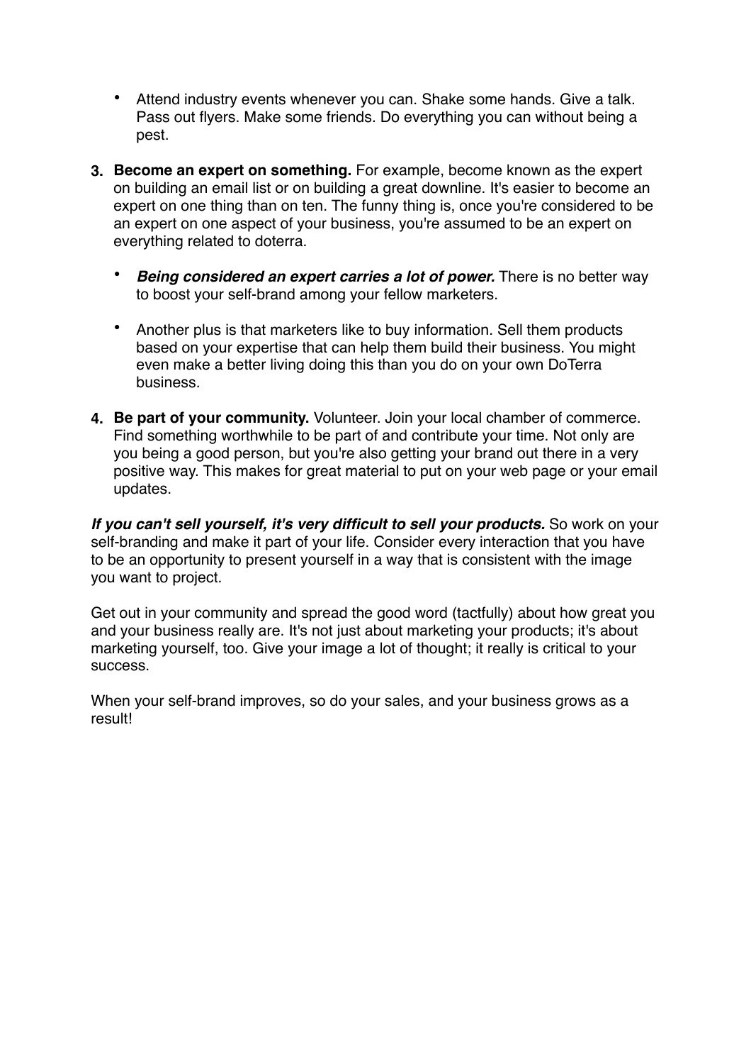- Attend industry events whenever you can. Shake some hands. Give a talk. Pass out flyers. Make some friends. Do everything you can without being a pest.

3. **Become an expert on something.** For example, become known as the expert on building an email list or on building a great downline. It's easier to become an expert on one thing than on ten. The funny thing is, once you're considered to be an expert on one aspect of your business, you're assumed to be an expert on everything related to doterra.

    - ***Being considered an expert carries a lot of power.*** There is no better way to boost your self-brand among your fellow marketers.

    - Another plus is that marketers like to buy information. Sell them products based on your expertise that can help them build their business. You might even make a better living doing this than you do on your own DoTerra business.

4. **Be part of your community.** Volunteer. Join your local chamber of commerce. Find something worthwhile to be part of and contribute your time. Not only are you being a good person, but you're also getting your brand out there in a very positive way. This makes for great material to put on your web page or your email updates.

***If you can't sell yourself, it's very difficult to sell your products.*** So work on your self-branding and make it part of your life. Consider every interaction that you have to be an opportunity to present yourself in a way that is consistent with the image you want to project.

Get out in your community and spread the good word (tactfully) about how great you and your business really are. It's not just about marketing your products; it's about marketing yourself, too. Give your image a lot of thought; it really is critical to your success.

When your self-brand improves, so do your sales, and your business grows as a result!